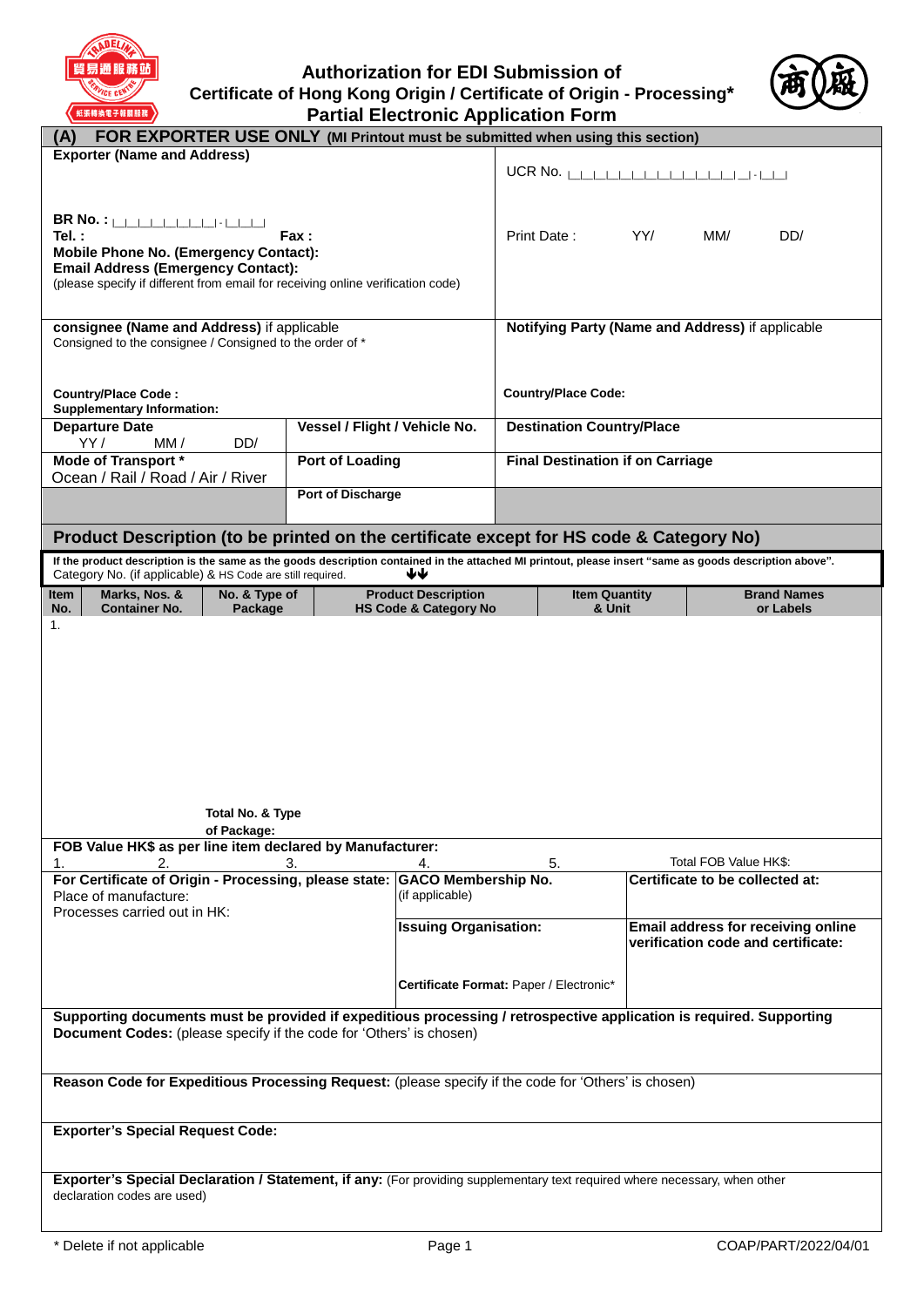# Authorization for EDI Submission of Certificate of Hong Kong Origin / Certificate of Origin - Processing* Partial Electronic Application Form

## (A) FOR EXPORTER USE ONLY (MI Printout must be submitted when using this section)

| Exporter (Name and Address) | UCR No. \|\_\|\_\|\_\|\_\|\_\|\_\|\_\|\_\|\_\|\_\|\_\|\_\|\_\|\_\|-\|\_\|\_\| |
|---|---|
| **BR No. :** \|\_\|\_\|\_\|\_\|\_\|\_\|\_\|\_\|-\|\_\|\_\|\_\|<br>**Tel. :** **Fax :**<br>**Mobile Phone No. (Emergency Contact):**<br>**Email Address (Emergency Contact):**<br>(please specify if different from email for receiving online verification code) | Print Date : YY/ MM/ DD/ |
| **consignee (Name and Address)** if applicable<br>Consigned to the consignee / Consigned to the order of *<br><br>**Country/Place Code :**<br>**Supplementary Information:** | **Notifying Party (Name and Address)** if applicable<br><br>**Country/Place Code:** |

| Departure Date<br>YY / MM / DD/ | Vessel / Flight / Vehicle No. | Destination Country/Place |
|---|---|---|
| **Mode of Transport \***<br>Ocean / Rail / Road / Air / River | **Port of Loading** | **Final Destination if on Carriage** |
| | **Port of Discharge** | |

## Product Description (to be printed on the certificate except for HS code & Category No)

**If the product description is the same as the goods description contained in the attached MI printout, please insert "same as goods description above".** Category No. (if applicable) & HS Code are still required.

| Item No. | Marks, Nos. & Container No. | No. & Type of Package | Product Description HS Code & Category No | Item Quantity & Unit | Brand Names or Labels |
|---|---|---|---|---|---|
| 1. | | | | | |
| | | Total No. & Type of Package: | | | |

**FOB Value HK$ as per line item declared by Manufacturer:**

1. 2. 3. 4. 5. Total FOB Value HK$:

| For Certificate of Origin - Processing, please state: | GACO Membership No. | Certificate to be collected at: |
|---|---|---|
| Place of manufacture:<br>Processes carried out in HK: | (if applicable) | |
| | **Issuing Organisation:**<br><br>**Certificate Format:** Paper / Electronic* | **Email address for receiving online verification code and certificate:** |

**Supporting documents must be provided if expeditious processing / retrospective application is required. Supporting Document Codes:** (please specify if the code for 'Others' is chosen)

**Reason Code for Expeditious Processing Request:** (please specify if the code for 'Others' is chosen)

**Exporter's Special Request Code:**

**Exporter's Special Declaration / Statement, if any:** (For providing supplementary text required where necessary, when other declaration codes are used)

\* Delete if not applicable

COAP/PART/2022/04/01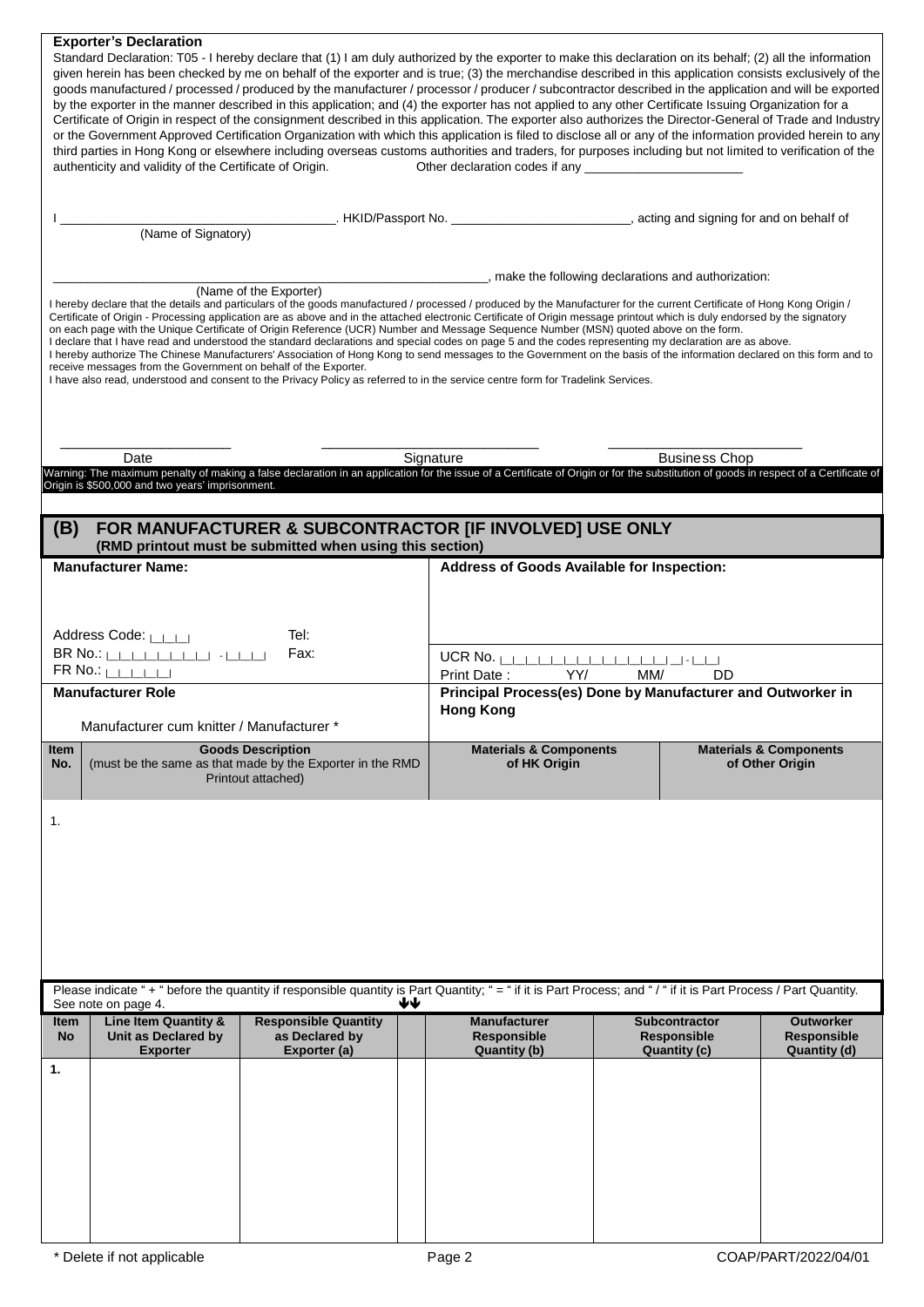**Exporter's Declaration**

Standard Declaration: T05 - I hereby declare that (1) I am duly authorized by the exporter to make this declaration on its behalf; (2) all the information given herein has been checked by me on behalf of the exporter and is true; (3) the merchandise described in this application consists exclusively of the goods manufactured / processed / produced by the manufacturer / processor / producer / subcontractor described in the application and will be exported by the exporter in the manner described in this application; and (4) the exporter has not applied to any other Certificate Issuing Organization for a Certificate of Origin in respect of the consignment described in this application. The exporter also authorizes the Director-General of Trade and Industry or the Government Approved Certification Organization with which this application is filed to disclose all or any of the information provided herein to any third parties in Hong Kong or elsewhere including overseas customs authorities and traders, for purposes including but not limited to verification of the authenticity and validity of the Certificate of Origin. Other declaration codes if any ______________________

I ______________________________________. HKID/Passport No. _________________________, acting and signing for and on behalf of
(Name of Signatory)

_______________________________________________________________, make the following declarations and authorization:
(Name of the Exporter)

I hereby declare that the details and particulars of the goods manufactured / processed / produced by the Manufacturer for the current Certificate of Hong Kong Origin / Certificate of Origin - Processing application are as above and in the attached electronic Certificate of Origin message printout which is duly endorsed by the signatory on each page with the Unique Certificate of Origin Reference (UCR) Number and Message Sequence Number (MSN) quoted above on the form.
I declare that I have read and understood the standard declarations and special codes on page 5 and the codes representing my declaration are as above.
I hereby authorize The Chinese Manufacturers' Association of Hong Kong to send messages to the Government on the basis of the information declared on this form and to receive messages from the Government on behalf of the Exporter.
I have also read, understood and consent to the Privacy Policy as referred to in the service centre form for Tradelink Services.

______________________ ____________________________ _________________________
Date Signature Business Chop

Warning: The maximum penalty of making a false declaration in an application for the issue of a Certificate of Origin or for the substitution of goods in respect of a Certificate of Origin is $500,000 and two years' imprisonment.

## (B) FOR MANUFACTURER & SUBCONTRACTOR [IF INVOLVED] USE ONLY
**(RMD printout must be submitted when using this section)**

| **Manufacturer Name:** | **Address of Goods Available for Inspection:** |
|---|---|
| Address Code: \|_\|_\|_\| Tel:<br>BR No.: \|_\|_\|_\|_\|_\|_\|_\|_\| - \|_\|_\|_\| Fax:<br>FR No.: \|_\|_\|_\|_\|_\| | UCR No. \|_\|_\|_\|_\|_\|_\|_\|_\|_\|_\|_\|_\|_\| _\| - \|_\|_\|<br>Print Date : YY/ MM/ DD |
| **Manufacturer Role**<br>Manufacturer cum knitter / Manufacturer * | **Principal Process(es) Done by Manufacturer and Outworker in Hong Kong** |

| Item No. | Goods Description (must be the same as that made by the Exporter in the RMD Printout attached) | Materials & Components of HK Origin | Materials & Components of Other Origin |
|---|---|---|---|
| 1. | | | |

Please indicate " + " before the quantity if responsible quantity is Part Quantity; " = " if it is Part Process; and " / " if it is Part Process / Part Quantity. See note on page 4.

| Item No | Line Item Quantity & Unit as Declared by Exporter | Responsible Quantity as Declared by Exporter (a) | | Manufacturer Responsible Quantity (b) | Subcontractor Responsible Quantity (c) | Outworker Responsible Quantity (d) |
|---|---|---|---|---|---|---|
| 1. | | | | | | |

* Delete if not applicable

COAP/PART/2022/04/01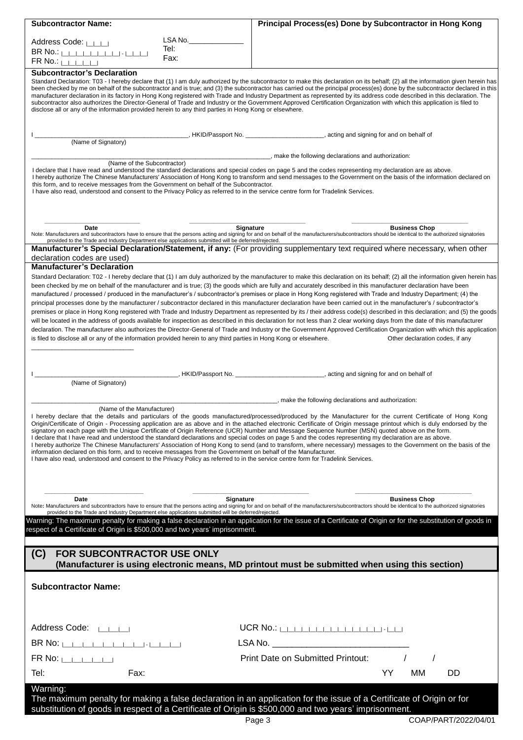| **Subcontractor Name:** | **Principal Process(es) Done by Subcontractor in Hong Kong** |
|---|---|
| Address Code: \|_\|_\|_\| LSA No.______________ <br> BR No.: \|_\|_\|_\|_\|_\|_\|_\|_\|-\|_\|_\|_\| Tel: <br> FR No.: \|_\|_\|_\|_\|_\| Fax: | |

**Subcontractor's Declaration**

Standard Declaration: T03 - I hereby declare that (1) I am duly authorized by the subcontractor to make this declaration on its behalf; (2) all the information given herein has been checked by me on behalf of the subcontractor and is true; and (3) the subcontractor has carried out the principal process(es) done by the subcontractor declared in this manufacturer declaration in its factory in Hong Kong registered with Trade and Industry Department as represented by its address code described in this declaration. The subcontractor also authorizes the Director-General of Trade and Industry or the Government Approved Certification Organization with which this application is filed to disclose all or any of the information provided herein to any third parties in Hong Kong or elsewhere.

I __________________________________________, HKID/Passport No. ______________________, acting and signing for and on behalf of
(Name of Signatory)

_________________________________________________________________, make the following declarations and authorization:
(Name of the Subcontractor)

I declare that I have read and understood the standard declarations and special codes on page 5 and the codes representing my declaration are as above.
I hereby authorize The Chinese Manufacturers' Association of Hong Kong to transform and send messages to the Government on the basis of the information declared on this form, and to receive messages from the Government on behalf of the Subcontractor.
I have also read, understood and consent to the Privacy Policy as referred to in the service centre form for Tradelink Services.

| ________________________ | ____________________________ | ______________________________ |
|---|---|---|
| Date | Signature | Business Chop |

Note: Manufacturers and subcontractors have to ensure that the persons acting and signing for and on behalf of the manufacturers/subcontractors should be identical to the authorized signatories provided to the Trade and Industry Department else applications submitted will be deferred/rejected.

**Manufacturer's Special Declaration/Statement, if any:** (For providing supplementary text required where necessary, when other declaration codes are used)

**Manufacturer's Declaration**

Standard Declaration: T02 - I hereby declare that (1) I am duly authorized by the manufacturer to make this declaration on its behalf; (2) all the information given herein has been checked by me on behalf of the manufacturer and is true; (3) the goods which are fully and accurately described in this manufacturer declaration have been manufactured / processed / produced in the manufacturer's / subcontractor's premises or place in Hong Kong registered with Trade and Industry Department; (4) the principal processes done by the manufacturer / subcontractor declared in this manufacturer declaration have been carried out in the manufacturer's / subcontractor's premises or place in Hong Kong registered with Trade and Industry Department as represented by its / their address code(s) described in this declaration; and (5) the goods will be located in the address of goods available for inspection as described in this declaration for not less than 2 clear working days from the date of this manufacturer declaration. The manufacturer also authorizes the Director-General of Trade and Industry or the Government Approved Certification Organization with which this application is filed to disclose all or any of the information provided herein to any third parties in Hong Kong or elsewhere. Other declaration codes, if any ___________________________

I ________________________________________, HKID/Passport No. _________________________, acting and signing for and on behalf of
(Name of Signatory)

____________________________________________________________________, make the following declarations and authorization:
(Name of the Manufacturer)

I hereby declare that the details and particulars of the goods manufactured/processed/produced by the Manufacturer for the current Certificate of Hong Kong Origin/Certificate of Origin - Processing application are as above and in the attached electronic Certificate of Origin message printout which is duly endorsed by the signatory on each page with the Unique Certificate of Origin Reference (UCR) Number and Message Sequence Number (MSN) quoted above on the form.
I declare that I have read and understood the standard declarations and special codes on page 5 and the codes representing my declaration are as above.
I hereby authorize The Chinese Manufacturers' Association of Hong Kong to send (and to transform, where necessary) messages to the Government on the basis of the information declared on this form, and to receive messages from the Government on behalf of the Manufacturer.
I have also read, understood and consent to the Privacy Policy as referred to in the service centre form for Tradelink Services.

| ________________________ | ____________________________ | ______________________________ |
|---|---|---|
| Date | Signature | Business Chop |

Note: Manufacturers and subcontractors have to ensure that the persons acting and signing for and on behalf of the manufacturers/subcontractors should be identical to the authorized signatories provided to the Trade and Industry Department else applications submitted will be deferred/rejected.

**Warning: The maximum penalty for making a false declaration in an application for the issue of a Certificate of Origin or for the substitution of goods in respect of a Certificate of Origin is $500,000 and two years' imprisonment.**

## (C) FOR SUBCONTRACTOR USE ONLY
### (Manufacturer is using electronic means, MD printout must be submitted when using this section)

**Subcontractor Name:**

| | |
|---|---|
| Address Code: \|_\|_\|_\| | UCR No.: \|_\|_\|_\|_\|_\|_\|_\|_\|_\|_\|_\|_\|_\|_\|_\|-\|_\|_\| |
| BR No: \|_\|_\|_\|_\|_\|_\|_\|_\|-\|_\|_\|_\| | LSA No. ____________________________ |
| FR No: \|_\|_\|_\|_\|_\| | Print Date on Submitted Printout: / / |
| Tel: Fax: | YY MM DD |

**Warning:**
**The maximum penalty for making a false declaration in an application for the issue of a Certificate of Origin or for substitution of goods in respect of a Certificate of Origin is $500,000 and two years' imprisonment.**

COAP/PART/2022/04/01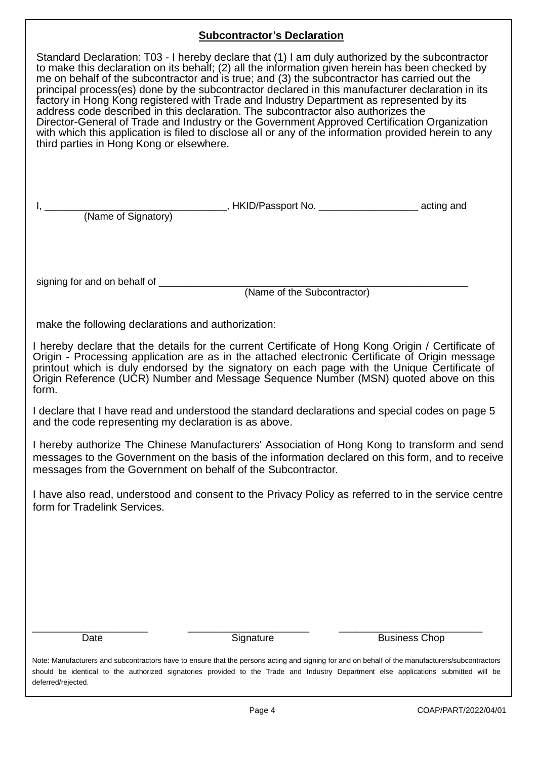## **Subcontractor's Declaration**

Standard Declaration: T03 - I hereby declare that (1) I am duly authorized by the subcontractor to make this declaration on its behalf; (2) all the information given herein has been checked by me on behalf of the subcontractor and is true; and (3) the subcontractor has carried out the principal process(es) done by the subcontractor declared in this manufacturer declaration in its factory in Hong Kong registered with Trade and Industry Department as represented by its address code described in this declaration. The subcontractor also authorizes the Director-General of Trade and Industry or the Government Approved Certification Organization with which this application is filed to disclose all or any of the information provided herein to any third parties in Hong Kong or elsewhere.

I, ________________________________, HKID/Passport No. __________________ acting and
(Name of Signatory)

signing for and on behalf of ___________________________________________________________
(Name of the Subcontractor)

make the following declarations and authorization:

I hereby declare that the details for the current Certificate of Hong Kong Origin / Certificate of Origin - Processing application are as in the attached electronic Certificate of Origin message printout which is duly endorsed by the signatory on each page with the Unique Certificate of Origin Reference (UCR) Number and Message Sequence Number (MSN) quoted above on this form.

I declare that I have read and understood the standard declarations and special codes on page 5 and the code representing my declaration is as above.

I hereby authorize The Chinese Manufacturers' Association of Hong Kong to transform and send messages to the Government on the basis of the information declared on this form, and to receive messages from the Government on behalf of the Subcontractor.

I have also read, understood and consent to the Privacy Policy as referred to in the service centre form for Tradelink Services.

| ____________________ | ____________________ | ____________________ |
|---|---|---|
| Date | Signature | Business Chop |

Note: Manufacturers and subcontractors have to ensure that the persons acting and signing for and on behalf of the manufacturers/subcontractors should be identical to the authorized signatories provided to the Trade and Industry Department else applications submitted will be deferred/rejected.

COAP/PART/2022/04/01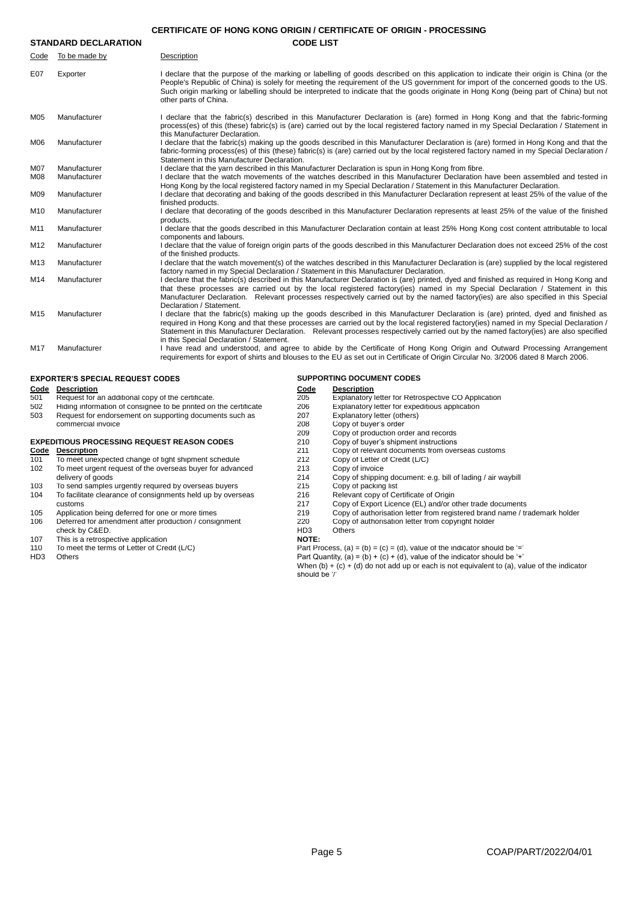## CERTIFICATE OF HONG KONG ORIGIN / CERTIFICATE OF ORIGIN - PROCESSING

### STANDARD DECLARATION — CODE LIST

| Code | To be made by | Description |
|---|---|---|
| E07 | Exporter | I declare that the purpose of the marking or labelling of goods described on this application to indicate their origin is China (or the People's Republic of China) is solely for meeting the requirement of the US government for import of the concerned goods to the US. Such origin marking or labelling should be interpreted to indicate that the goods originate in Hong Kong (being part of China) but not other parts of China. |
| M05 | Manufacturer | I declare that the fabric(s) described in this Manufacturer Declaration is (are) formed in Hong Kong and that the fabric-forming process(es) of this (these) fabric(s) is (are) carried out by the local registered factory named in my Special Declaration / Statement in this Manufacturer Declaration. |
| M06 | Manufacturer | I declare that the fabric(s) making up the goods described in this Manufacturer Declaration is (are) formed in Hong Kong and that the fabric-forming process(es) of this (these) fabric(s) is (are) carried out by the local registered factory named in my Special Declaration / Statement in this Manufacturer Declaration. |
| M07 | Manufacturer | I declare that the yarn described in this Manufacturer Declaration is spun in Hong Kong from fibre. |
| M08 | Manufacturer | I declare that the watch movements of the watches described in this Manufacturer Declaration have been assembled and tested in Hong Kong by the local registered factory named in my Special Declaration / Statement in this Manufacturer Declaration. |
| M09 | Manufacturer | I declare that decorating and baking of the goods described in this Manufacturer Declaration represent at least 25% of the value of the finished products. |
| M10 | Manufacturer | I declare that decorating of the goods described in this Manufacturer Declaration represents at least 25% of the value of the finished products. |
| M11 | Manufacturer | I declare that the goods described in this Manufacturer Declaration contain at least 25% Hong Kong cost content attributable to local components and labours. |
| M12 | Manufacturer | I declare that the value of foreign origin parts of the goods described in this Manufacturer Declaration does not exceed 25% of the cost of the finished products. |
| M13 | Manufacturer | I declare that the watch movement(s) of the watches described in this Manufacturer Declaration is (are) supplied by the local registered factory named in my Special Declaration / Statement in this Manufacturer Declaration. |
| M14 | Manufacturer | I declare that the fabric(s) described in this Manufacturer Declaration is (are) printed, dyed and finished as required in Hong Kong and that these processes are carried out by the local registered factory(ies) named in my Special Declaration / Statement in this Manufacturer Declaration. Relevant processes respectively carried out by the named factory(ies) are also specified in this Special Declaration / Statement. |
| M15 | Manufacturer | I declare that the fabric(s) making up the goods described in this Manufacturer Declaration is (are) printed, dyed and finished as required in Hong Kong and that these processes are carried out by the local registered factory(ies) named in my Special Declaration / Statement in this Manufacturer Declaration. Relevant processes respectively carried out by the named factory(ies) are also specified in this Special Declaration / Statement. |
| M17 | Manufacturer | I have read and understood, and agree to abide by the Certificate of Hong Kong Origin and Outward Processing Arrangement requirements for export of shirts and blouses to the EU as set out in Certificate of Origin Circular No. 3/2006 dated 8 March 2006. |

### EXPORTER'S SPECIAL REQUEST CODES

| Code | Description |
|---|---|
| 501 | Request for an additional copy of the certificate. |
| 502 | Hiding information of consignee to be printed on the certificate |
| 503 | Request for endorsement on supporting documents such as commercial invoice |

### EXPEDITIOUS PROCESSING REQUEST REASON CODES

| Code | Description |
|---|---|
| 101 | To meet unexpected change of tight shipment schedule |
| 102 | To meet urgent request of the overseas buyer for advanced delivery of goods |
| 103 | To send samples urgently required by overseas buyers |
| 104 | To facilitate clearance of consignments held up by overseas customs |
| 105 | Application being deferred for one or more times |
| 106 | Deferred for amendment after production / consignment check by C&ED. |
| 107 | This is a retrospective application |
| 110 | To meet the terms of Letter of Credit (L/C) |
| HD3 | Others |

### SUPPORTING DOCUMENT CODES

| Code | Description |
|---|---|
| 205 | Explanatory letter for Retrospective CO Application |
| 206 | Explanatory letter for expeditious application |
| 207 | Explanatory letter (others) |
| 208 | Copy of buyer's order |
| 209 | Copy of production order and records |
| 210 | Copy of buyer's shipment instructions |
| 211 | Copy of relevant documents from overseas customs |
| 212 | Copy of Letter of Credit (L/C) |
| 213 | Copy of invoice |
| 214 | Copy of shipping document: e.g. bill of lading / air waybill |
| 215 | Copy of packing list |
| 216 | Relevant copy of Certificate of Origin |
| 217 | Copy of Export Licence (EL) and/or other trade documents |
| 219 | Copy of authorisation letter from registered brand name / trademark holder |
| 220 | Copy of authorisation letter from copyright holder |
| HD3 | Others |

**NOTE:**

Part Process, (a) = (b) = (c) = (d), value of the indicator should be '='

Part Quantity, (a) = (b) + (c) + (d), value of the indicator should be '+'

When (b) + (c) + (d) do not add up or each is not equivalent to (a), value of the indicator should be '/'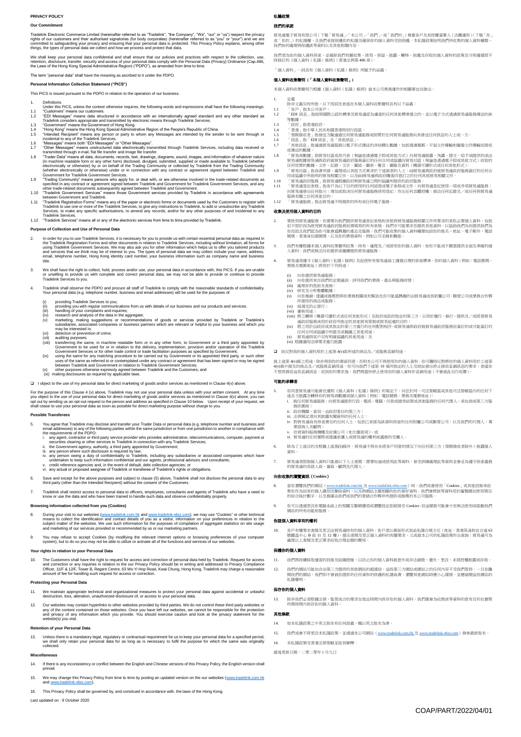# PRIVACY POLICY

## Our Commitment

Tradelink Electronic Commerce Limited (hereinafter referred to as "Tradelink", "the company", "We", "our" or "us") respect the privacy rights of our customers and their authorised signatories (for body corporates) (hereinafter referred to as "you" or "your") and we are committed to safeguarding your privacy and ensuring that your personal data is protected. This Privacy Policy explains, among other things, the types of personal data we collect and how we process and protect that data.

We shall keep your personal data confidential and shall ensure that our policies and practices with respect to the collection, use, retention, disclosure, transfer, security and access of your personal data comply with the Personal Data (Privacy) Ordinance (Cap.486, the Laws of the Hong Kong Special Administrative Region) ("PDPO"), as amended from time to time.

The term "personal data" shall have the meaning as ascribed to it under the PDPO.

## Personal Information Collection Statement ("PICS")

This PICS is issued pursuant to the PDPO in relation to the operation of our business.

1. Definitions
   Under this PICS, unless the context otherwise requires, the following words and expressions shall have the following meanings:
1.1 "Customers" means our customers.
1.2 "EDI Messages" means data structured in accordance with an internationally agreed standard and any other standard as Tradelink considers appropriate and transmitted by electronic means through Tradelink Services.
1.3 "Government" means the Government of Hong Kong.
1.4 "Hong Kong" means the Hong Kong Special Administrative Region of the People's Republic of China.
1.5 "Intended Recipient" means any person or party to whom any Messages are intended by the sender to be sent through or incidental to any of the Tradelink Services.
1.6 "Messages" means both "EDI Messages" or "Other Messages".
1.7 "Other Messages" means unstructured data electronically transmitted through Tradelink Services, including data received or transmitted through e-mail, flat file transfer and image file transfer.
1.8 "Trader Data" means all data, documents, records, text, drawings, diagrams, sound, images, and information of whatever nature (in machine readable form or any other form) disclosed, divulged, submitted, supplied or made available to Tradelink (whether electronically or otherwise) by or on behalf of the Trading Community or collected by Tradelink from the Trading Community (whether electronically or otherwise) under or in connection with any contract or agreement signed between Tradelink and Government for Tradelink Government Services.
1.9 "Trading Community" means persons who apply for, or deal with, or are otherwise involved in the trade-related documents as specified in any contract or agreement signed between Tradelink and Government for Tradelink Government Services, and any other trade-related documents subsequently agreed between Tradelink and Government.
1.10 "Tradelink Government Services" means those Government services provided by Tradelink in accordance with agreements between Government and Tradelink.
1.11 "Tradelink Registration Forms" means any of the paper or electronic forms or documents used by the Customers to register with Tradelink to use one or more of the Tradelink Services, to give any instructions to Tradelink, to add or unsubscribe any Tradelink Services, to make any specific authorisations, to amend any records, and/or for any other purposes of and incidental to any Tradelink Services.
1.12 "Tradelink Services" means all or any of the electronic services from time to time provided by Tradelink.

## Purpose of Collection and Use of Personal Data

2. In order for you to use Tradelink Services, it is necessary for you to provide us with certain essential personal data as required in the Tradelink Registration Forms and other documents in relation to Tradelink Services, including without limitation, all forms for using Tradelink Government Services. We may also ask you for other information which helps us to offer you tailored products and services that we think may be of interest to you. The types of personal data we may collect include your name, address, email, telephone number, Hong Kong identity card number, your business information such as company name and business title.
3. We shall have the right to collect, hold, process and/or use, your personal data in accordance with, this PICS. If you are unable or unwilling to provide us with complete and correct personal data, we may not be able to provide or continue to provide Tradelink Services to you.
4. Tradelink shall observe the PDPO and procure all staff of Tradelink to comply with the reasonable standards of confidentiality. Your personal data (e.g. telephone number, business and email addresses) will be used for the purposes of:
   (i) providing Tradelink Services to you;
   (ii) providing you with regular communications from us with details of our business and our products and services;
   (iii) handling of your complaints and inquiries;
   (iv) research and analysis of the data in the aggregate;
   (v) marketing, making suggestions or recommendations of goods or services provided by Tradelink or Tradelink's subsidiaries, associated companies or business partners which are relevant or helpful to your business and which you may be interested in;
   (vi) detection or prevention of crime;
   (vii) auditing purposes;
   (viii) transferring the same, in machine readable form or in any other form, to Government or a third party appointed by Government to be used for or in relation to the delivery, implementation, provision and/or operation of the Tradelink Government Services or for other trade control or trade facilitation purposes as specified by Government;
   (ix) using the same for any matching procedure to be carried out by Government or its appointed third party, or such other uses of the same as referred to or contemplated under any contract or agreement that has been signed or may be signed between Tradelink and Government in relation to Tradelink Government Services;
   (x) other purposes otherwise expressly agreed between Tradelink and the Customers; and
   (xi) making disclosures as required by applicable laws.

❑ I object to the use of my personal data for direct marketing of goods and/or services as mentioned in Clause 4(v) above.

For the purpose of this Clause 4 (v) above, Tradelink may not use your personal data unless with your written consent. At any time you object to the use of your personal data for direct marketing of goods and/or services as mentioned in Clause 4(v) above, you can opt out by sending us an opt-out request to the person and address as specified in Clause 10 below. Upon receipt of your request, we shall cease to use your personal data as soon as possible for direct marketing purpose without charge to you.

## Possible Transferees

5. You agree that Tradelink may disclose and transfer your Trader Data or personal data (e.g. telephone number and business and email addresses) to any of the following parties within the same jurisdiction or from one jurisdiction to another in compliance with the requirements of the PDPO:
   i. any agent, contractor or third party service provider who provides administrative, telecommunications, computer, payment or securities clearing or other services to Tradelink in connection with any Tradelink Services;
   ii. the Government agency, authority, a third party appointed by Government;
   iii. any person where such disclosure is required by law;
   iv. any person owing a duty of confidentiality to Tradelink, including any subsidiaries or associated companies which have undertaken to keep such information confidential and our agents, professional advisors and consultants;
   v. credit reference agencies and, in the event of default, debt collection agencies; or
   vi. any actual or proposed assignee of Tradelink or transferee of Tradelink's rights or obligations.
6. Save and except for the above purposes and subject to clause (5) above, Tradelink shall not disclose the personal data to any third party (other than the Intended Recipient) without the consent of the Customers.
7. Tradelink shall restrict access to personal data to officers, employees, consultants and agents of Tradelink who have a need to know or use the data and who have been trained to handle such data and observe confidentiality properly.

## Browsing information collected from you (Cookies)

8. During your visit to our websites (www.tradelink.com.hk and www.tradelink-ebiz.com), we may use "Cookies" or other technical means to collect the identification and contact details of you as a visitor, information on your preferences in relation to the subject matter of the websites. We use such information for the purposes of compilation of aggregate statistics on site usage and marketing of our services provided or recommended by us or our marketing partners.
9. You may refuse to accept Cookies (by modifying the relevant Internet options or browsing preferences of your computer system), but to do so you may not be able to utilize or activate all of the functions and services of our websites.

## Your rights in relation to your Personal Data

10. The Customers shall have the right of request for access and correction of personal data held by Tradelink. Request for access and correction or any inquiries in relation to the our Privacy Policy should be in writing and addressed to Privacy Compliance Officer, 11/F & 12/F, Tower B, Regent Centre, 63 Wo Yi Hop Road, Kwai Chung, Hong Kong. Tradelink may charge a reasonable amount of fee for handling such request for access or correction.

## Protecting your Personal Data

11. We maintain appropriate technical and organizational measures to protect your personal data against accidental or unlawful destruction, loss, alteration, unauthorized disclosure of, or access to your personal data.
12. Our websites may contain hyperlinks to other websites provided by third parties. We do not control these third party websites or any of the content contained on those websites. Once you have left our websites, we cannot be responsible for the protection and privacy of any information which you provide. You should exercise caution and look at the privacy statement for the website(s) you visit.

## Retention of your Personal Data

13. Unless there is a mandatory legal, regulatory or contractual requirement for us to keep your personal data for a specified period, we shall only retain your personal data for as long as is necessary to fulfil the purpose for which the same was originally collected.

## Miscellaneous

14. If there is any inconsistency or conflict between the English and Chinese versions of this Privacy Policy, the English version shall prevail.
15. We may change this Privacy Policy from time to time by posting an updated version on the our websites (www.tradelink.com.hk and www.tradelink-ebiz.com).
16. This Privacy Policy shall be governed by, and construed in accordance with, the laws of the Hong Kong.

Last updated on : 9 October 2020

# 私隱政策

## 我們的承諾

貿易通電子貿易有限公司（下稱「貿易通」、「本公司」、「我們」、或「我們的」）尊重客戶及其授權簽署人（法團適用）（下稱「你」或「你的」）的私隱權，且我們承諾保護你的私隱及確保你的個人資料受到保護。本私隱政策說明我們所收集的個人資料種類，我們如何處理與保護該等資料以及其他相關內容。

我們須為你的個人資料保密，並確保我們有關收集、使用、保留、披露、轉移、保護及存取你個人資料的政策及守則遵循經不時修訂的《個人資料（私隱）條例》（香港法例第486章）。

「個人資料」一詞具有《個人資料（私隱）條例》所賦予的涵義。

## 個人資料收集聲明（「本個人資料收集聲明」）

本個人資料收集聲明乃根據《個人資料（私隱）條例》就本公司業務運作的相關事宜而發出。

1. 定義
   除非文義另有所指，以下用詞及表述在本個人資料收集聲明具有以下涵義：
1.1 「客戶」指本公司客戶。
1.2 「EDI 訊息」指按照國際公認的標準及貿易通認為適當的任何其他標準建立的、並以電子方式透過貿易通服務傳送的該等數據。
1.3 「政府」指香港政府。
1.4 「香港」指中華人民共和國香港特別行政區。
1.5 「預期接收者」指發送方擬通過任何貿易通服務或附帶於任何貿易通服務向其發送任何訊息的人士或一方。
1.6 「訊息」指「EDI 訊息」及「其他訊息」。
1.7 「其他訊息」指通過貿易通服務以電子形式傳送的非結構化數據，包括透過電郵、平面文件傳輸和圖像文件傳輸而接收或傳送的數據。
1.8 「貿易商數據」指貿易社區或其代表（無論是透過電子和或其他方式）向貿易通披露、洩露、提交、給予或提供的或由貿易通根據貿易通與政府就貿易通政府服務簽訂的任何合同或協議向貿易社區（無論是透過電子和或其他方式）收取的任何性質的數據、文件、記錄、文字、圖紙、圖表、聲音、圖像及資料（機器可讀形式或任何其他形式）。
1.9 「貿易社區」指申請申請、處理或以其他方式牽涉於下述兩者的人士：(i)貿易通與政府就貿易通政府服務簽訂的任何合同或協議中所指明的貿易相關文件，以及(ii)貿易通與政府隨後同意訂立的任何其他貿易相關文件。
1.10 「貿易通政府服務」指貿易通根據政府與貿易通之間的協議所提供的政府服務。
1.11 「貿易通登記表格」指客戶為以下目的使用的任何紙張或電子表格或文件：向貿易通登記使用一項或多項貿易通服務；向貿易通發出任何指示；增加或取消任何貿易通服務使用登記；作出任何具體授權；修改任何記錄及／或任何與貿易通服務有關之任何其他目的。
1.12 「貿易通服務」指由貿易通不時提供的所有或任何電子服務。

## 收集及使用個人資料的目的

2. 要使用貿易通服務，你需要向我們提供貿易通登記表格和其他與貿易通服務相關文件所要求的某些必要個人資料，包括但不限於因為使用貿易通政府服務而需填寫的所有表格。我們亦可能要求你提供其他資料，以協助我們為你提供我們為你而設且我們認為你可能會感興趣的產品及服務。我們可能收集的個人資料種類包括你的姓名、地址、電子郵件、電話號碼、香港身份證號碼，以及你的業務資料，例如公司名稱和職銜。
3. 我們有權根據本個人資料收集聲明收集、持有、處理及／或使用你的個人資料。如你不能或不願意提供全面及準確的個人資料，我們或無法向你提供或繼續提供貿易通服務。
4. 貿易通須遵守《個人資料（私隱）條例》及促使所有貿易通員工遵循合理的保密標準。你的個人資料（例如：電話號碼、業務及電郵地址）將用於下列用途：
   (i) 向你提供貿易通服務；
   (ii) 向你提供來自我們的定期通訊，評列我們的業務、產品與服務詳情；
   (iii) 處理你的投訴及查詢；
   (iv) 研究及分析整體數據；
   (v) 向你推銷、建議或推薦對與你業務相關或有幫助及你可能感興趣的由貿易通或其附屬公司、聯營公司或業務合作夥伴提供的商品或服務；
   (vi) 偵測及防止罪行；
   (vii) 審核用途；
   (viii) 將之轉移（機器可讀形式或任何其他形式）至政府或政府指定的第三方，以用於履行、執行、提供及／或經營貿易通政府服務或用於政府所指定的其他貿易管制或貿易促進的目的；
   (ix) 將之用於由政府或其指定的第三方進行的任何配對程序，或貿易通與政府就貿易通政府服務所簽訂的或可能簽訂的任何合同或協議中所提及或擬議之其他用途；
   (x) 貿易通與客戶另有明確協議的其他用途；及
   (xi) 根據適用法律要求進行披露。

❑ 我反對我的個人資料用於上述第4(v)款所述的商品及／或服務直銷用途。

就上述第4(v)條之用途，除非得到你的書面同意，否則本公司不得使用你的個人資料。你可隨時反對將你的個人資料用於上述第4(v)條中提及的商品及／或服務直銷用途，你可向我們下述第10條所指定的人士及地址發出停止接收直銷訊息的要求，表達你不想再接收這些直銷訊息。收到你的要求後，我們將盡快停止使用你的個人資料作直銷用途（不會就此另行收費）。

## 可能的承授者

5. 你同意貿易通可按照《個人資料（私隱）條例》的規定下，向位於同一司法管轄區或其他司法管轄區內的任何下述各方披露及轉移你的貿易商數據或個人資料（例如：電話號碼、業務及電郵地址）：
   i. 就任何貿易通服務，向貿易通提供行政、電訊、電腦、付款或證券結算或其他服務的任何代理人、承包商或第三方服務供應商；
   ii. 政府機關、當局、由政府委任的第三方；
   iii. 法例規定須向其披露有關資料的任何人士；
   iv. 對貿易通負有保密責任的任何人士，包括已承諾為該資料保密的任何附屬公司或聯營公司，以及我們的代理人、專業諮詢人及顧問；
   v. 信貸資料服務機構及收債公司（如欠繳款項）；或
   vi. 貿易通的任何實際或建議承讓人或貿易通的權利或義務的受讓人。
6. 除為了上述目的及根據上述第(5)條外，貿易通不得在未經客戶同意的情況下向任何第三方（預期接收者除外）披露個人資料。
7. 貿易通須限制個人資料只能給以下人士查閱：需要知道或使用此等資料、曾受訓練處理此等資料並會妥當遵守保密義務的貿易通的高級人員、僱員、顧問及代理人。

## 向你收集的瀏覽資訊（Cookies）

8. 當你瀏覽我們的網站（www.tradelink.com.hk 及 www.tradelink-ebiz.com）時，我們或會使用「Cookies」或其他技術來收集你作為訪客的個人識別及聯絡資料，以及與網站主題相關的你的喜好資料。我們會將該等資料用於編制網站使用情況的綜合統計數字，以及推廣由我們或我們的營銷合作夥伴所提供或推薦的本公司服務。
9. 你可以透過更改你電腦系統上的相關互聯網選項或瀏覽設定拒絕接受 Cookies，但這樣做可能會令你無法使用或啟動我們網站的所有功能和服務。

## 你就個人資料享有的權利

10. 客戶有權要求查閱及更正由貿易通持有的個人資料。客戶須以書面形式致函私隱合規主任（地址：香港葵涌和宜合道63號麗晶中心B座11及12樓），提出查閱及更正個人資料的有關要求，又或就本公司的私隱政策作出查詢。貿易通可為處理以上查閱及更正要求收取合理金額的費用。

## 保護你的個人資料

11. 我們將持續採取適當的技術及組織措施，以防止你的個人資料被意外或非法銷毀、遺失、更改、未經授權披露或存取。
12. 我們的網站可能包含由第三方提供的其他網站的超連結。這些第三方網站或網站上的任何內容不受我們管控。一旦你離開我們的網站，我們即不會就你提供的任何資料的保護和私隱負責。瀏覽其他網站時應小心謹慎，並應細閱這些網站的私隱聲明。

## 保存你的個人資料

13. 除非我們必須根據法律、監管或合約要求在指定時間內保存你的個人資料，我們僅會為收集該等資料的原有目的在實際所需時間內保存你的個人資料。

## 其他條款

14. 如本私隱政策之中英文版本有任何歧義，概以英文版本為準。
15. 我們或會不時更改本私隱政策，並透過本公司網站（www.tradelink.com.hk 及 www.tradelink-ebiz.com）發佈最新版本。
16. 本私隱政策受香港法律管轄並按其解釋。

最後更新日期：二零二零年十月九日

COAP/PART/2022/04/01